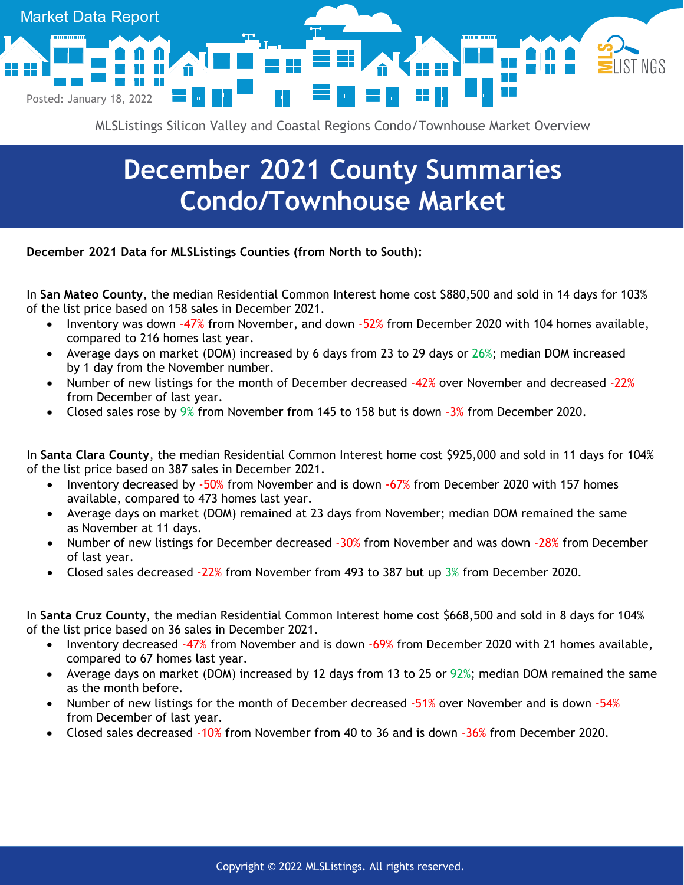Market Data Report

Posted: January 18, 2022

MLSListings Silicon Valley and Coastal Regions Condo/Townhouse Market Overview

# December 2021 County Summaries Condo/Townhouse Market

**December 2021 Data for MLSListings Counties (from North to South):**

In **San Mateo County**, the median Residential Common Interest home cost $880,500 and sold in 14 days for 103% of the list price based on 158 sales in December 2021.

- Inventory was down -47% from November, and down -52% from December 2020 with 104 homes available, compared to 216 homes last year.
- Average days on market (DOM) increased by 6 days from 23 to 29 days or 26%; median DOM increased by 1 day from the November number.
- Number of new listings for the month of December decreased -42% over November and decreased -22% from December of last year.
- Closed sales rose by 9% from November from 145 to 158 but is down -3% from December 2020.

In **Santa Clara County**, the median Residential Common Interest home cost $925,000 and sold in 11 days for 104% of the list price based on 387 sales in December 2021.

- Inventory decreased by -50% from November and is down -67% from December 2020 with 157 homes available, compared to 473 homes last year.
- Average days on market (DOM) remained at 23 days from November; median DOM remained the same as November at 11 days.
- Number of new listings for December decreased -30% from November and was down -28% from December of last year.
- Closed sales decreased -22% from November from 493 to 387 but up 3% from December 2020.

In **Santa Cruz County**, the median Residential Common Interest home cost $668,500 and sold in 8 days for 104% of the list price based on 36 sales in December 2021.

- Inventory decreased -47% from November and is down -69% from December 2020 with 21 homes available, compared to 67 homes last year.
- Average days on market (DOM) increased by 12 days from 13 to 25 or 92%; median DOM remained the same as the month before.
- Number of new listings for the month of December decreased -51% over November and is down -54% from December of last year.
- Closed sales decreased -10% from November from 40 to 36 and is down -36% from December 2020.

Copyright © 2022 MLSListings. All rights reserved.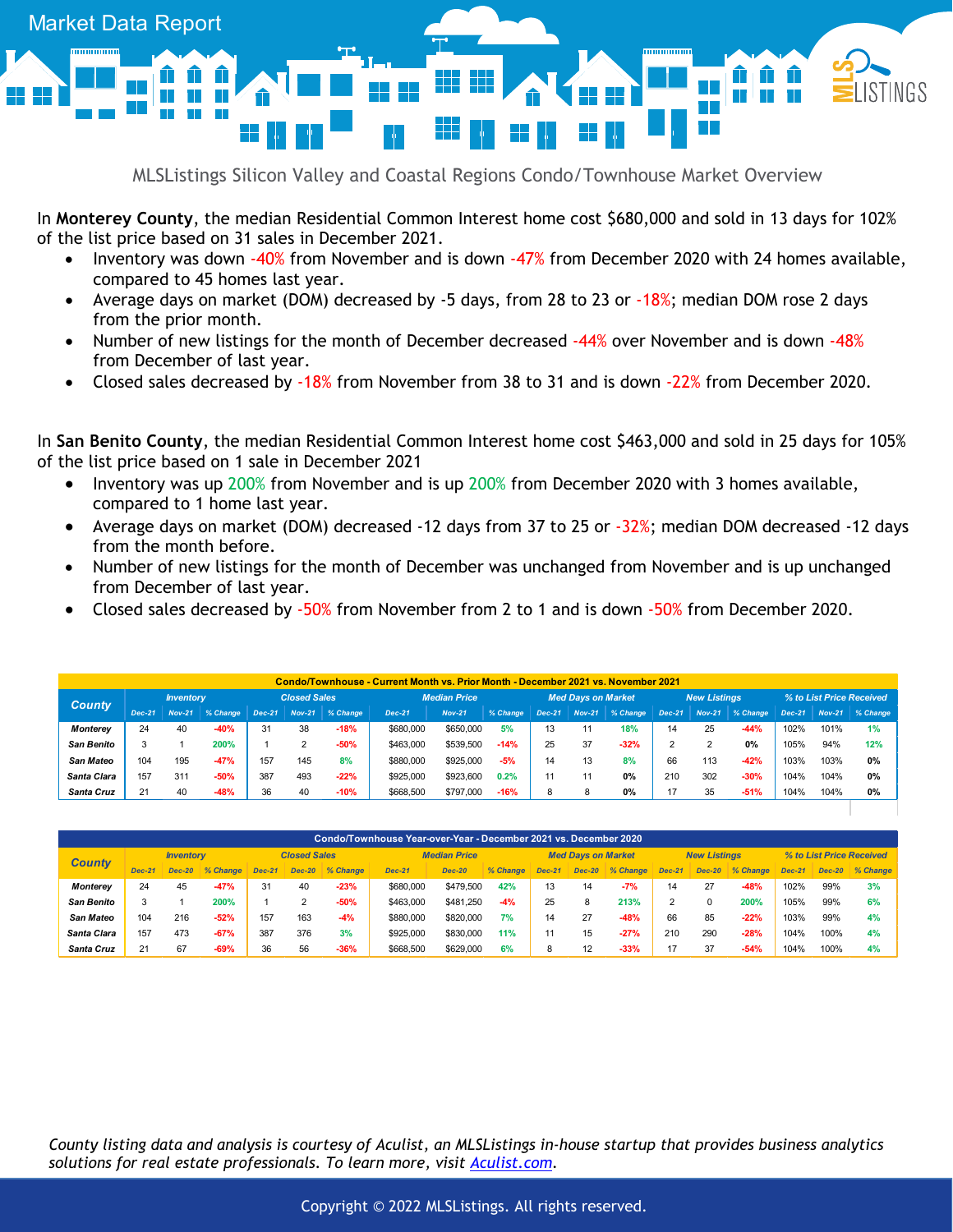# Market Data Report

MLSListings Silicon Valley and Coastal Regions Condo/Townhouse Market Overview

In **Monterey County**, the median Residential Common Interest home cost $680,000 and sold in 13 days for 102% of the list price based on 31 sales in December 2021.

- Inventory was down -40% from November and is down -47% from December 2020 with 24 homes available, compared to 45 homes last year.
- Average days on market (DOM) decreased by -5 days, from 28 to 23 or -18%; median DOM rose 2 days from the prior month.
- Number of new listings for the month of December decreased -44% over November and is down -48% from December of last year.
- Closed sales decreased by -18% from November from 38 to 31 and is down -22% from December 2020.

In **San Benito County**, the median Residential Common Interest home cost $463,000 and sold in 25 days for 105% of the list price based on 1 sale in December 2021

- Inventory was up 200% from November and is up 200% from December 2020 with 3 homes available, compared to 1 home last year.
- Average days on market (DOM) decreased -12 days from 37 to 25 or -32%; median DOM decreased -12 days from the month before.
- Number of new listings for the month of December was unchanged from November and is up unchanged from December of last year.
- Closed sales decreased by -50% from November from 2 to 1 and is down -50% from December 2020.

**Condo/Townhouse - Current Month vs. Prior Month - December 2021 vs. November 2021**

| County | Inventory | | | Closed Sales | | | Median Price | | | Med Days on Market | | | New Listings | | | % to List Price Received | | |
|---|---|---|---|---|---|---|---|---|---|---|---|---|---|---|---|---|---|---|
| | Dec-21 | Nov-21 | % Change | Dec-21 | Nov-21 | % Change | Dec-21 | Nov-21 | % Change | Dec-21 | Nov-21 | % Change | Dec-21 | Nov-21 | % Change | Dec-21 | Nov-21 | % Change |
| Monterey | 24 | 40 | -40% | 31 | 38 | -18% | $680,000 | $650,000 | 5% | 13 | 11 | 18% | 14 | 25 | -44% | 102% | 101% | 1% |
| San Benito | 3 | 1 | 200% | 1 | 2 | -50% | $463,000 | $539,500 | -14% | 25 | 37 | -32% | 2 | 2 | 0% | 105% | 94% | 12% |
| San Mateo | 104 | 195 | -47% | 157 | 145 | 8% | $880,000 | $925,000 | -5% | 14 | 13 | 8% | 66 | 113 | -42% | 103% | 103% | 0% |
| Santa Clara | 157 | 311 | -50% | 387 | 493 | -22% | $925,000 | $923,600 | 0.2% | 11 | 11 | 0% | 210 | 302 | -30% | 104% | 104% | 0% |
| Santa Cruz | 21 | 40 | -48% | 36 | 40 | -10% | $668,500 | $797,000 | -16% | 8 | 8 | 0% | 17 | 35 | -51% | 104% | 104% | 0% |

**Condo/Townhouse Year-over-Year - December 2021 vs. December 2020**

| County | Inventory | | | Closed Sales | | | Median Price | | | Med Days on Market | | | New Listings | | | % to List Price Received | | |
|---|---|---|---|---|---|---|---|---|---|---|---|---|---|---|---|---|---|---|
| | Dec-21 | Dec-20 | % Change | Dec-21 | Dec-20 | % Change | Dec-21 | Dec-20 | % Change | Dec-21 | Dec-20 | % Change | Dec-21 | Dec-20 | % Change | Dec-21 | Dec-20 | % Change |
| Monterey | 24 | 45 | -47% | 31 | 40 | -23% | $680,000 | $479,500 | 42% | 13 | 14 | -7% | 14 | 27 | -48% | 102% | 99% | 3% |
| San Benito | 3 | 1 | 200% | 1 | 2 | -50% | $463,000 | $481,250 | -4% | 25 | 8 | 213% | 2 | 0 | 200% | 105% | 99% | 6% |
| San Mateo | 104 | 216 | -52% | 157 | 163 | -4% | $880,000 | $820,000 | 7% | 14 | 27 | -48% | 66 | 85 | -22% | 103% | 99% | 4% |
| Santa Clara | 157 | 473 | -67% | 387 | 376 | 3% | $925,000 | $830,000 | 11% | 11 | 15 | -27% | 210 | 290 | -28% | 104% | 100% | 4% |
| Santa Cruz | 21 | 67 | -69% | 36 | 56 | -36% | $668,500 | $629,000 | 6% | 8 | 12 | -33% | 17 | 37 | -54% | 104% | 100% | 4% |

*County listing data and analysis is courtesy of Aculist, an MLSListings in-house startup that provides business analytics solutions for real estate professionals. To learn more, visit Aculist.com.*

Copyright © 2022 MLSListings. All rights reserved.